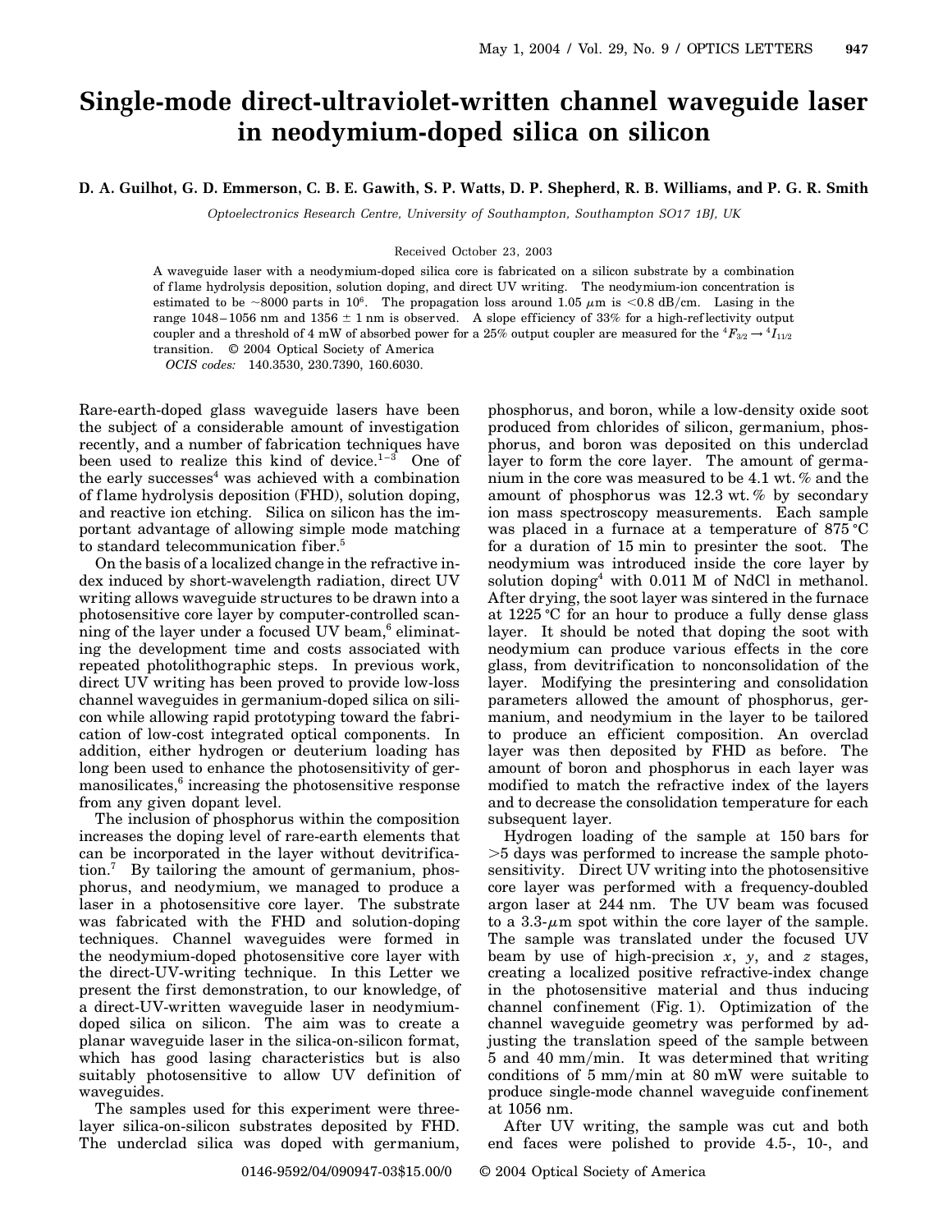# Single-mode direct-ultraviolet-written channel waveguide laser in neodymium-doped silica on silicon

**D. A. Guilhot, G. D. Emmerson, C. B. E. Gawith, S. P. Watts, D. P. Shepherd, R. B. Williams, and P. G. R. Smith**

*Optoelectronics Research Centre, University of Southampton, Southampton SO17 1BJ, UK*

Received October 23, 2003

A waveguide laser with a neodymium-doped silica core is fabricated on a silicon substrate by a combination of flame hydrolysis deposition, solution doping, and direct UV writing. The neodymium-ion concentration is estimated to be ~8000 parts in $10^6$. The propagation loss around 1.05 $\mu$m is <0.8 dB/cm. Lasing in the range 1048–1056 nm and 1356 ± 1 nm is observed. A slope efficiency of 33% for a high-reflectivity output coupler and a threshold of 4 mW of absorbed power for a 25% output coupler are measured for the ${}^4F_{3/2} \rightarrow {}^4I_{11/2}$ transition. © 2004 Optical Society of America

*OCIS codes:* 140.3530, 230.7390, 160.6030.

Rare-earth-doped glass waveguide lasers have been the subject of a considerable amount of investigation recently, and a number of fabrication techniques have been used to realize this kind of device.[1–3] One of the early successes[4] was achieved with a combination of flame hydrolysis deposition (FHD), solution doping, and reactive ion etching. Silica on silicon has the important advantage of allowing simple mode matching to standard telecommunication fiber.[5]

On the basis of a localized change in the refractive index induced by short-wavelength radiation, direct UV writing allows waveguide structures to be drawn into a photosensitive core layer by computer-controlled scanning of the layer under a focused UV beam,[6] eliminating the development time and costs associated with repeated photolithographic steps. In previous work, direct UV writing has been proved to provide low-loss channel waveguides in germanium-doped silica on silicon while allowing rapid prototyping toward the fabrication of low-cost integrated optical components. In addition, either hydrogen or deuterium loading has long been used to enhance the photosensitivity of germanosilicates,[6] increasing the photosensitive response from any given dopant level.

The inclusion of phosphorus within the composition increases the doping level of rare-earth elements that can be incorporated in the layer without devitrification.[7] By tailoring the amount of germanium, phosphorus, and neodymium, we managed to produce a laser in a photosensitive core layer. The substrate was fabricated with the FHD and solution-doping techniques. Channel waveguides were formed in the neodymium-doped photosensitive core layer with the direct-UV-writing technique. In this Letter we present the first demonstration, to our knowledge, of a direct-UV-written waveguide laser in neodymium-doped silica on silicon. The aim was to create a planar waveguide laser in the silica-on-silicon format, which has good lasing characteristics but is also suitably photosensitive to allow UV definition of waveguides.

The samples used for this experiment were three-layer silica-on-silicon substrates deposited by FHD. The underclad silica was doped with germanium, phosphorus, and boron, while a low-density oxide soot produced from chlorides of silicon, germanium, phosphorus, and boron was deposited on this underclad layer to form the core layer. The amount of germanium in the core was measured to be 4.1 wt. % and the amount of phosphorus was 12.3 wt. % by secondary ion mass spectroscopy measurements. Each sample was placed in a furnace at a temperature of 875 °C for a duration of 15 min to presinter the soot. The neodymium was introduced inside the core layer by solution doping[4] with 0.011 M of NdCl in methanol. After drying, the soot layer was sintered in the furnace at 1225 °C for an hour to produce a fully dense glass layer. It should be noted that doping the soot with neodymium can produce various effects in the core glass, from devitrification to nonconsolidation of the layer. Modifying the presintering and consolidation parameters allowed the amount of phosphorus, germanium, and neodymium in the layer to be tailored to produce an efficient composition. An overclad layer was then deposited by FHD as before. The amount of boron and phosphorus in each layer was modified to match the refractive index of the layers and to decrease the consolidation temperature for each subsequent layer.

Hydrogen loading of the sample at 150 bars for >5 days was performed to increase the sample photosensitivity. Direct UV writing into the photosensitive core layer was performed with a frequency-doubled argon laser at 244 nm. The UV beam was focused to a 3.3-$\mu$m spot within the core layer of the sample. The sample was translated under the focused UV beam by use of high-precision *x*, *y*, and *z* stages, creating a localized positive refractive-index change in the photosensitive material and thus inducing channel confinement (Fig. 1). Optimization of the channel waveguide geometry was performed by adjusting the translation speed of the sample between 5 and 40 mm/min. It was determined that writing conditions of 5 mm/min at 80 mW were suitable to produce single-mode channel waveguide confinement at 1056 nm.

After UV writing, the sample was cut and both end faces were polished to provide 4.5-, 10-, and

0146-9592/04/090947-03$15.00/0 © 2004 Optical Society of America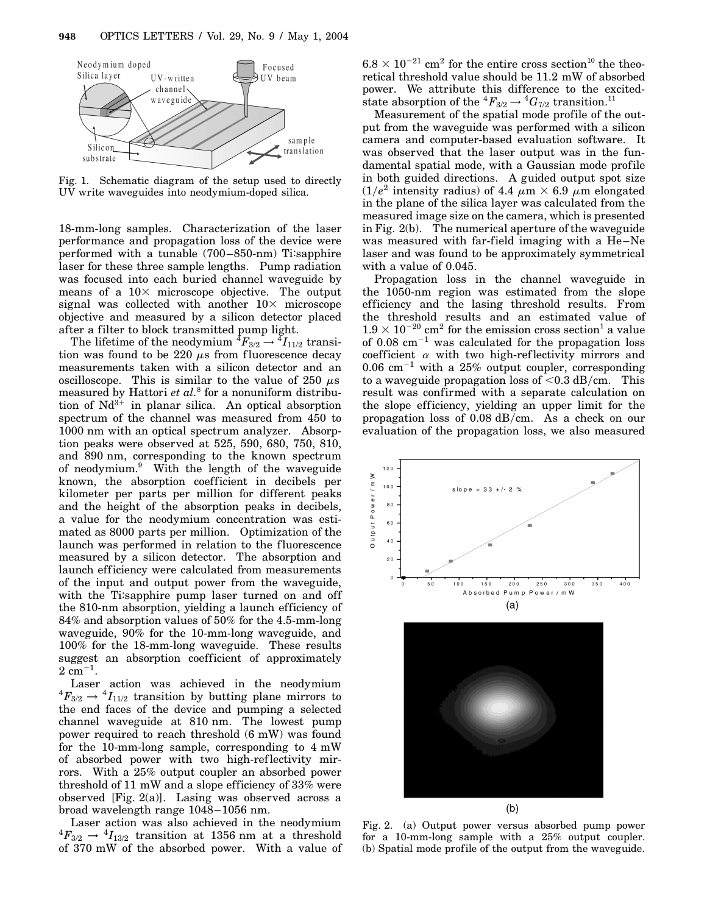Fig. 1. Schematic diagram of the setup used to directly UV write waveguides into neodymium-doped silica.

18-mm-long samples. Characterization of the laser performance and propagation loss of the device were performed with a tunable (700–850-nm) Ti:sapphire laser for these three sample lengths. Pump radiation was focused into each buried channel waveguide by means of a 10× microscope objective. The output signal was collected with another 10× microscope objective and measured by a silicon detector placed after a filter to block transmitted pump light.

The lifetime of the neodymium $^4F_{3/2} \rightarrow {}^4I_{11/2}$ transition was found to be 220 $\mu$s from fluorescence decay measurements taken with a silicon detector and an oscilloscope. This is similar to the value of 250 $\mu$s measured by Hattori *et al.*[8] for a nonuniform distribution of $Nd^{3+}$ in planar silica. An optical absorption spectrum of the channel was measured from 450 to 1000 nm with an optical spectrum analyzer. Absorption peaks were observed at 525, 590, 680, 750, 810, and 890 nm, corresponding to the known spectrum of neodymium.[9] With the length of the waveguide known, the absorption coefficient in decibels per kilometer per parts per million for different peaks and the height of the absorption peaks in decibels, a value for the neodymium concentration was estimated as 8000 parts per million. Optimization of the launch was performed in relation to the fluorescence measured by a silicon detector. The absorption and launch efficiency were calculated from measurements of the input and output power from the waveguide, with the Ti:sapphire pump laser turned on and off the 810-nm absorption, yielding a launch efficiency of 84% and absorption values of 50% for the 4.5-mm-long waveguide, 90% for the 10-mm-long waveguide, and 100% for the 18-mm-long waveguide. These results suggest an absorption coefficient of approximately 2 $cm^{-1}$.

Laser action was achieved in the neodymium $^4F_{3/2} \rightarrow {}^4I_{11/2}$ transition by butting plane mirrors to the end faces of the device and pumping a selected channel waveguide at 810 nm. The lowest pump power required to reach threshold (6 mW) was found for the 10-mm-long sample, corresponding to 4 mW of absorbed power with two high-reflectivity mirrors. With a 25% output coupler an absorbed power threshold of 11 mW and a slope efficiency of 33% were observed [Fig. 2(a)]. Lasing was observed across a broad wavelength range 1048–1056 nm.

Laser action was also achieved in the neodymium $^4F_{3/2} \rightarrow {}^4I_{13/2}$ transition at 1356 nm at a threshold of 370 mW of the absorbed power. With a value of $6.8 \times 10^{-21}$ $cm^2$ for the entire cross section[10] the theoretical threshold value should be 11.2 mW of absorbed power. We attribute this difference to the excited-state absorption of the $^4F_{3/2} \rightarrow {}^4G_{7/2}$ transition.[11]

Measurement of the spatial mode profile of the output from the waveguide was performed with a silicon camera and computer-based evaluation software. It was observed that the laser output was in the fundamental spatial mode, with a Gaussian mode profile in both guided directions. A guided output spot size ($1/e^2$ intensity radius) of 4.4 $\mu$m × 6.9 $\mu$m elongated in the plane of the silica layer was calculated from the measured image size on the camera, which is presented in Fig. 2(b). The numerical aperture of the waveguide was measured with far-field imaging with a He–Ne laser and was found to be approximately symmetrical with a value of 0.045.

Propagation loss in the channel waveguide in the 1050-nm region was estimated from the slope efficiency and the lasing threshold results. From the threshold results and an estimated value of $1.9 \times 10^{-20}$ $cm^2$ for the emission cross section[1] a value of 0.08 $cm^{-1}$ was calculated for the propagation loss coefficient $\alpha$ with two high-reflectivity mirrors and 0.06 $cm^{-1}$ with a 25% output coupler, corresponding to a waveguide propagation loss of <0.3 dB/cm. This result was confirmed with a separate calculation on the slope efficiency, yielding an upper limit for the propagation loss of 0.08 dB/cm. As a check on our evaluation of the propagation loss, we also measured

Fig. 2. (a) Output power versus absorbed pump power for a 10-mm-long sample with a 25% output coupler. (b) Spatial mode profile of the output from the waveguide.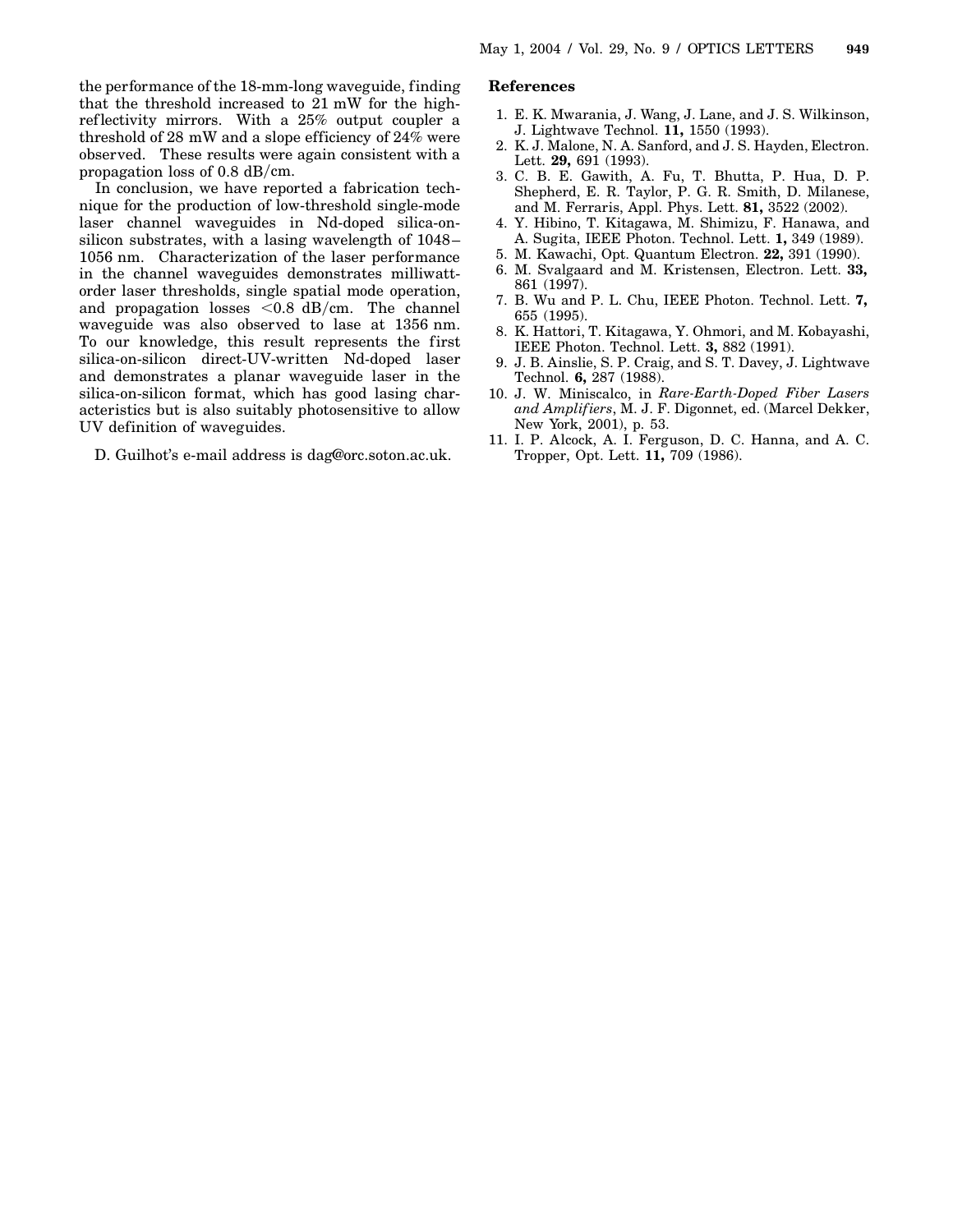the performance of the 18-mm-long waveguide, finding that the threshold increased to 21 mW for the high-reflectivity mirrors. With a 25% output coupler a threshold of 28 mW and a slope efficiency of 24% were observed. These results were again consistent with a propagation loss of 0.8 dB/cm.

In conclusion, we have reported a fabrication technique for the production of low-threshold single-mode laser channel waveguides in Nd-doped silica-on-silicon substrates, with a lasing wavelength of 1048–1056 nm. Characterization of the laser performance in the channel waveguides demonstrates milliwatt-order laser thresholds, single spatial mode operation, and propagation losses <0.8 dB/cm. The channel waveguide was also observed to lase at 1356 nm. To our knowledge, this result represents the first silica-on-silicon direct-UV-written Nd-doped laser and demonstrates a planar waveguide laser in the silica-on-silicon format, which has good lasing characteristics but is also suitably photosensitive to allow UV definition of waveguides.

D. Guilhot's e-mail address is dag@orc.soton.ac.uk.

## References

1. E. K. Mwarania, J. Wang, J. Lane, and J. S. Wilkinson, J. Lightwave Technol. **11,** 1550 (1993).
2. K. J. Malone, N. A. Sanford, and J. S. Hayden, Electron. Lett. **29,** 691 (1993).
3. C. B. E. Gawith, A. Fu, T. Bhutta, P. Hua, D. P. Shepherd, E. R. Taylor, P. G. R. Smith, D. Milanese, and M. Ferraris, Appl. Phys. Lett. **81,** 3522 (2002).
4. Y. Hibino, T. Kitagawa, M. Shimizu, F. Hanawa, and A. Sugita, IEEE Photon. Technol. Lett. **1,** 349 (1989).
5. M. Kawachi, Opt. Quantum Electron. **22,** 391 (1990).
6. M. Svalgaard and M. Kristensen, Electron. Lett. **33,** 861 (1997).
7. B. Wu and P. L. Chu, IEEE Photon. Technol. Lett. **7,** 655 (1995).
8. K. Hattori, T. Kitagawa, Y. Ohmori, and M. Kobayashi, IEEE Photon. Technol. Lett. **3,** 882 (1991).
9. J. B. Ainslie, S. P. Craig, and S. T. Davey, J. Lightwave Technol. **6,** 287 (1988).
10. J. W. Miniscalco, in *Rare-Earth-Doped Fiber Lasers and Amplifiers*, M. J. F. Digonnet, ed. (Marcel Dekker, New York, 2001), p. 53.
11. I. P. Alcock, A. I. Ferguson, D. C. Hanna, and A. C. Tropper, Opt. Lett. **11,** 709 (1986).